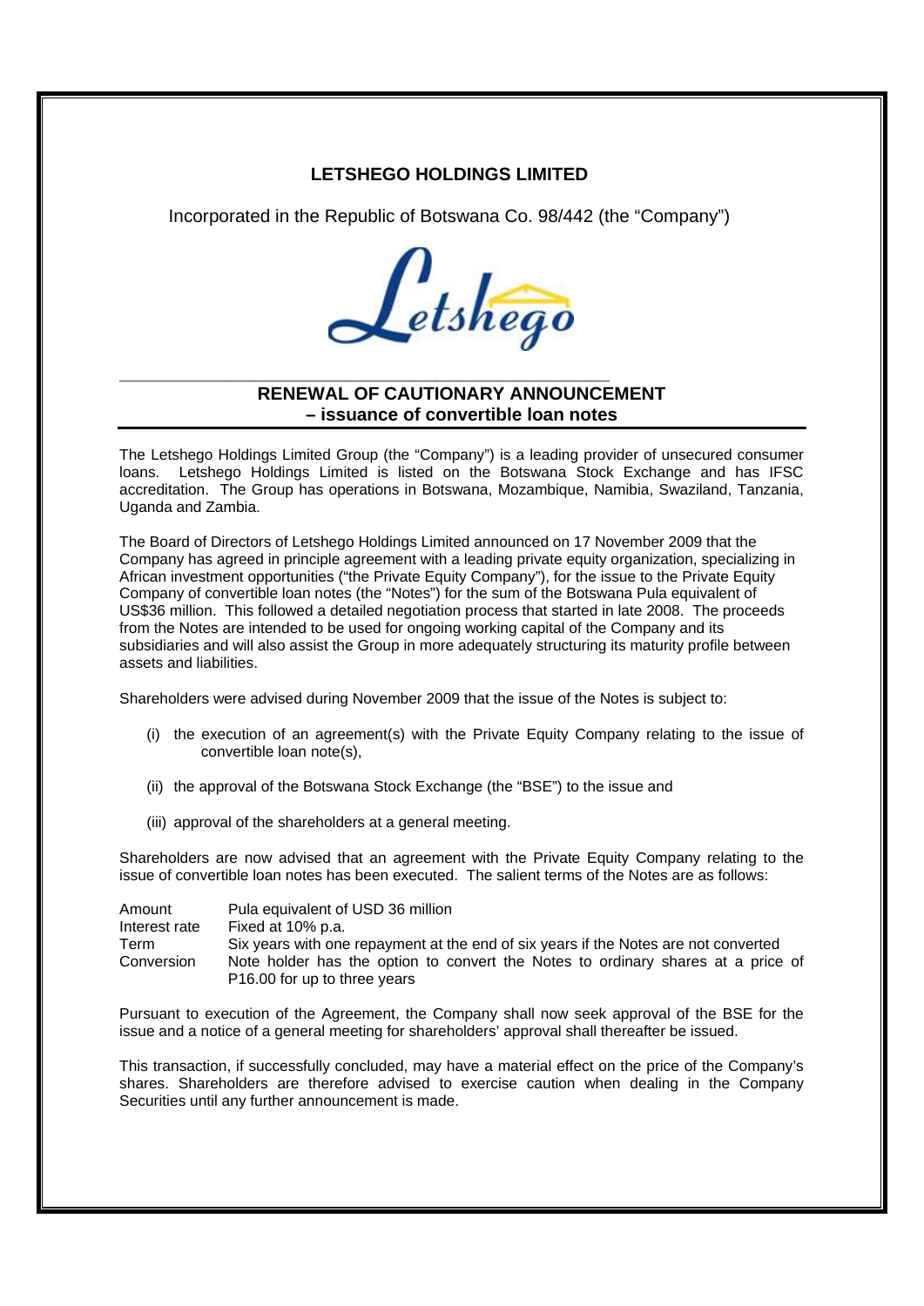# LETSHEGO HOLDINGS LIMITED

Incorporated in the Republic of Botswana Co. 98/442 (the "Company")

## RENEWAL OF CAUTIONARY ANNOUNCEMENT – issuance of convertible loan notes

The Letshego Holdings Limited Group (the "Company") is a leading provider of unsecured consumer loans. Letshego Holdings Limited is listed on the Botswana Stock Exchange and has IFSC accreditation. The Group has operations in Botswana, Mozambique, Namibia, Swaziland, Tanzania, Uganda and Zambia.

The Board of Directors of Letshego Holdings Limited announced on 17 November 2009 that the Company has agreed in principle agreement with a leading private equity organization, specializing in African investment opportunities ("the Private Equity Company"), for the issue to the Private Equity Company of convertible loan notes (the "Notes") for the sum of the Botswana Pula equivalent of US$36 million. This followed a detailed negotiation process that started in late 2008. The proceeds from the Notes are intended to be used for ongoing working capital of the Company and its subsidiaries and will also assist the Group in more adequately structuring its maturity profile between assets and liabilities.

Shareholders were advised during November 2009 that the issue of the Notes is subject to:

(i) the execution of an agreement(s) with the Private Equity Company relating to the issue of convertible loan note(s),

(ii) the approval of the Botswana Stock Exchange (the "BSE") to the issue and

(iii) approval of the shareholders at a general meeting.

Shareholders are now advised that an agreement with the Private Equity Company relating to the issue of convertible loan notes has been executed. The salient terms of the Notes are as follows:

| | |
|---|---|
| Amount | Pula equivalent of USD 36 million |
| Interest rate | Fixed at 10% p.a. |
| Term | Six years with one repayment at the end of six years if the Notes are not converted |
| Conversion | Note holder has the option to convert the Notes to ordinary shares at a price of P16.00 for up to three years |

Pursuant to execution of the Agreement, the Company shall now seek approval of the BSE for the issue and a notice of a general meeting for shareholders' approval shall thereafter be issued.

This transaction, if successfully concluded, may have a material effect on the price of the Company's shares. Shareholders are therefore advised to exercise caution when dealing in the Company Securities until any further announcement is made.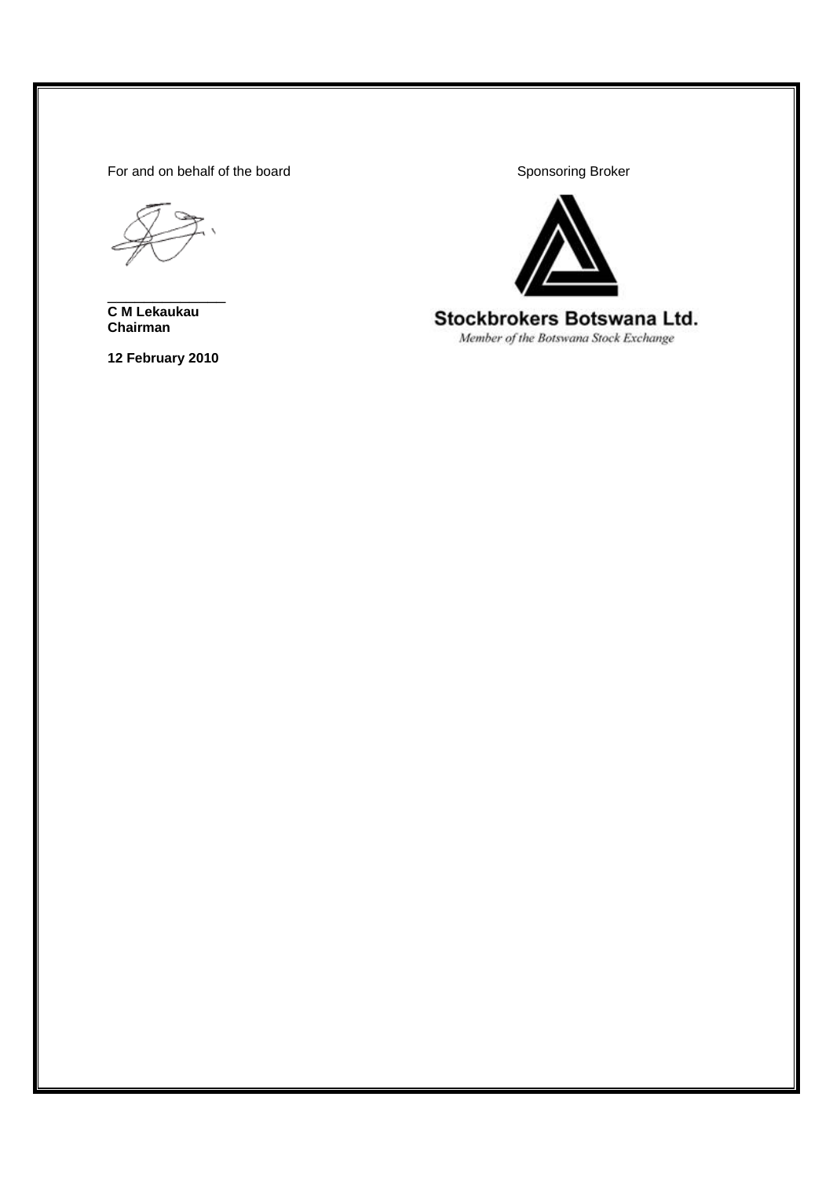For and on behalf of the board

**C M Lekaukau**
**Chairman**

**12 February 2010**

Sponsoring Broker

Stockbrokers Botswana Ltd.

*Member of the Botswana Stock Exchange*